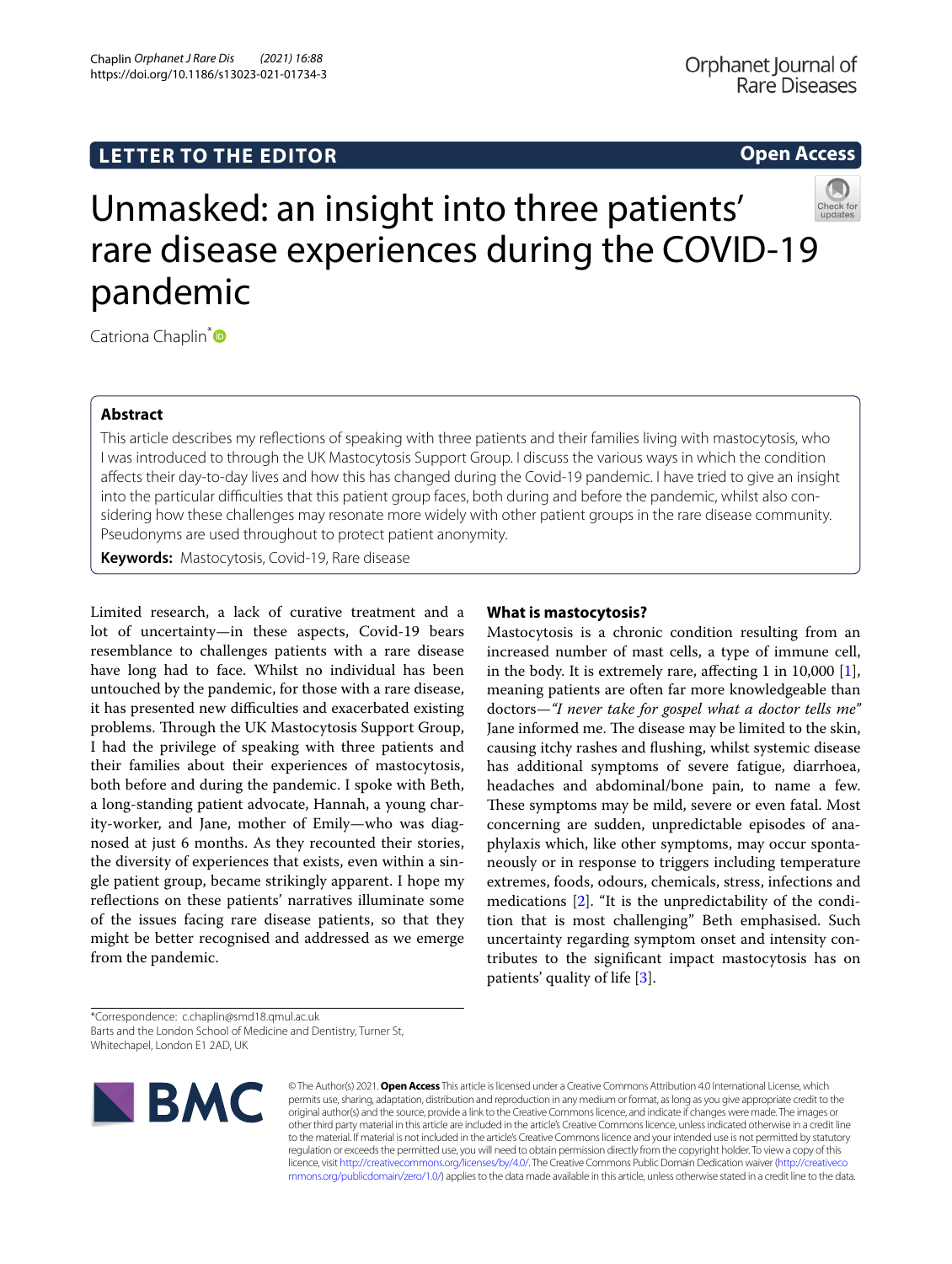LETTER TO THE EDITOR

Open Access

# Unmasked: an insight into three patients' rare disease experiences during the COVID-19 pandemic

Catriona Chaplin*

## Abstract

This article describes my reflections of speaking with three patients and their families living with mastocytosis, who I was introduced to through the UK Mastocytosis Support Group. I discuss the various ways in which the condition affects their day-to-day lives and how this has changed during the Covid-19 pandemic. I have tried to give an insight into the particular difficulties that this patient group faces, both during and before the pandemic, whilst also considering how these challenges may resonate more widely with other patient groups in the rare disease community. Pseudonyms are used throughout to protect patient anonymity.

**Keywords:** Mastocytosis, Covid-19, Rare disease

Limited research, a lack of curative treatment and a lot of uncertainty—in these aspects, Covid-19 bears resemblance to challenges patients with a rare disease have long had to face. Whilst no individual has been untouched by the pandemic, for those with a rare disease, it has presented new difficulties and exacerbated existing problems. Through the UK Mastocytosis Support Group, I had the privilege of speaking with three patients and their families about their experiences of mastocytosis, both before and during the pandemic. I spoke with Beth, a long-standing patient advocate, Hannah, a young charity-worker, and Jane, mother of Emily—who was diagnosed at just 6 months. As they recounted their stories, the diversity of experiences that exists, even within a single patient group, became strikingly apparent. I hope my reflections on these patients' narratives illuminate some of the issues facing rare disease patients, so that they might be better recognised and addressed as we emerge from the pandemic.

## What is mastocytosis?

Mastocytosis is a chronic condition resulting from an increased number of mast cells, a type of immune cell, in the body. It is extremely rare, affecting 1 in 10,000 [1], meaning patients are often far more knowledgeable than doctors—*"I never take for gospel what a doctor tells me"* Jane informed me. The disease may be limited to the skin, causing itchy rashes and flushing, whilst systemic disease has additional symptoms of severe fatigue, diarrhoea, headaches and abdominal/bone pain, to name a few. These symptoms may be mild, severe or even fatal. Most concerning are sudden, unpredictable episodes of anaphylaxis which, like other symptoms, may occur spontaneously or in response to triggers including temperature extremes, foods, odours, chemicals, stress, infections and medications [2]. "It is the unpredictability of the condition that is most challenging" Beth emphasised. Such uncertainty regarding symptom onset and intensity contributes to the significant impact mastocytosis has on patients' quality of life [3].

*Correspondence: c.chaplin@smd18.qmul.ac.uk
Barts and the London School of Medicine and Dentistry, Turner St, Whitechapel, London E1 2AD, UK

© The Author(s) 2021. **Open Access** This article is licensed under a Creative Commons Attribution 4.0 International License, which permits use, sharing, adaptation, distribution and reproduction in any medium or format, as long as you give appropriate credit to the original author(s) and the source, provide a link to the Creative Commons licence, and indicate if changes were made. The images or other third party material in this article are included in the article's Creative Commons licence, unless indicated otherwise in a credit line to the material. If material is not included in the article's Creative Commons licence and your intended use is not permitted by statutory regulation or exceeds the permitted use, you will need to obtain permission directly from the copyright holder. To view a copy of this licence, visit http://creativecommons.org/licenses/by/4.0/. The Creative Commons Public Domain Dedication waiver (http://creativecommons.org/publicdomain/zero/1.0/) applies to the data made available in this article, unless otherwise stated in a credit line to the data.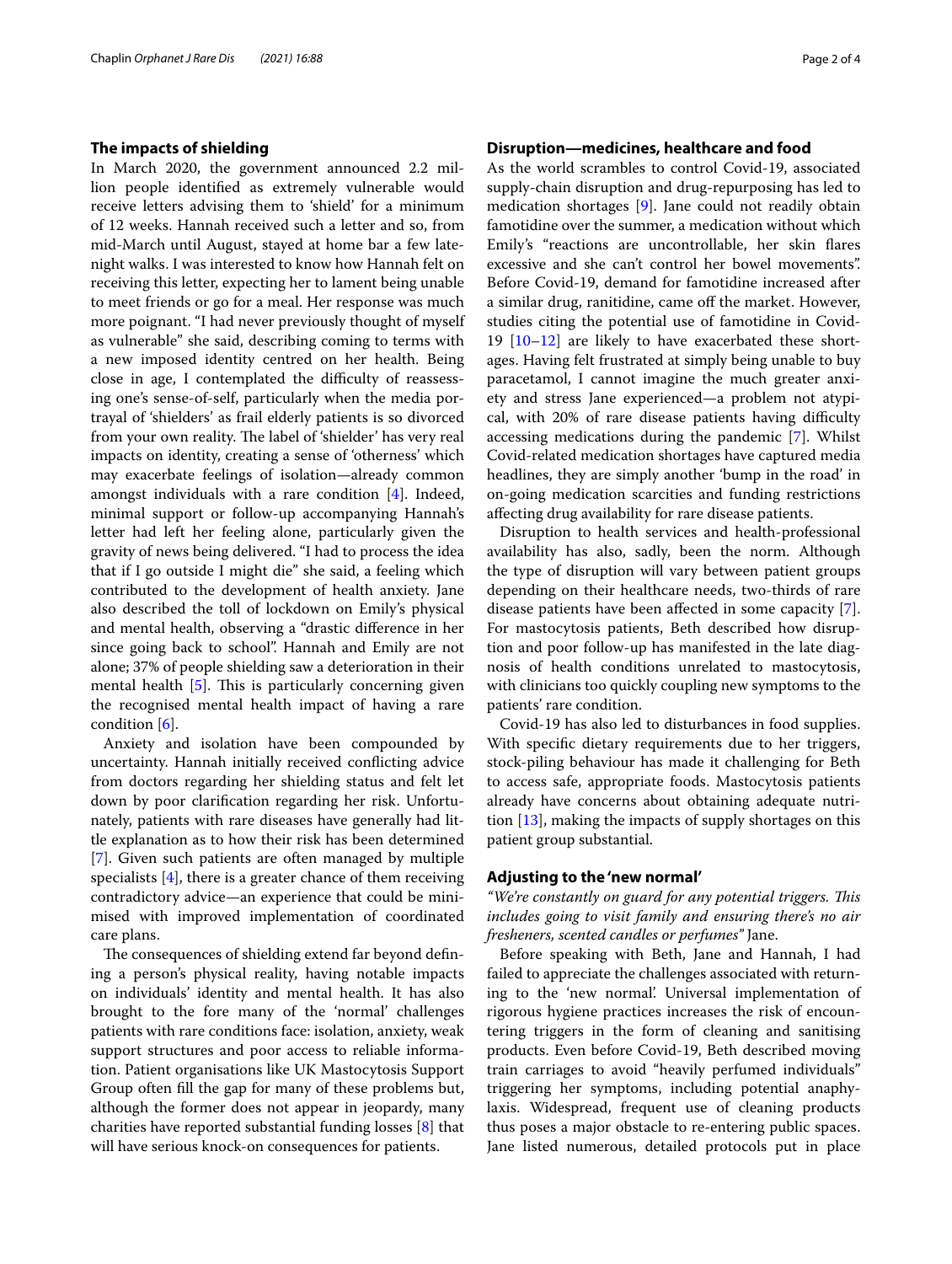### The impacts of shielding

In March 2020, the government announced 2.2 million people identified as extremely vulnerable would receive letters advising them to 'shield' for a minimum of 12 weeks. Hannah received such a letter and so, from mid-March until August, stayed at home bar a few late-night walks. I was interested to know how Hannah felt on receiving this letter, expecting her to lament being unable to meet friends or go for a meal. Her response was much more poignant. "I had never previously thought of myself as vulnerable" she said, describing coming to terms with a new imposed identity centred on her health. Being close in age, I contemplated the difficulty of reassessing one's sense-of-self, particularly when the media portrayal of 'shielders' as frail elderly patients is so divorced from your own reality. The label of 'shielder' has very real impacts on identity, creating a sense of 'otherness' which may exacerbate feelings of isolation—already common amongst individuals with a rare condition [4]. Indeed, minimal support or follow-up accompanying Hannah's letter had left her feeling alone, particularly given the gravity of news being delivered. "I had to process the idea that if I go outside I might die" she said, a feeling which contributed to the development of health anxiety. Jane also described the toll of lockdown on Emily's physical and mental health, observing a "drastic difference in her since going back to school". Hannah and Emily are not alone; 37% of people shielding saw a deterioration in their mental health [5]. This is particularly concerning given the recognised mental health impact of having a rare condition [6].

Anxiety and isolation have been compounded by uncertainty. Hannah initially received conflicting advice from doctors regarding her shielding status and felt let down by poor clarification regarding her risk. Unfortunately, patients with rare diseases have generally had little explanation as to how their risk has been determined [7]. Given such patients are often managed by multiple specialists [4], there is a greater chance of them receiving contradictory advice—an experience that could be minimised with improved implementation of coordinated care plans.

The consequences of shielding extend far beyond defining a person's physical reality, having notable impacts on individuals' identity and mental health. It has also brought to the fore many of the 'normal' challenges patients with rare conditions face: isolation, anxiety, weak support structures and poor access to reliable information. Patient organisations like UK Mastocytosis Support Group often fill the gap for many of these problems but, although the former does not appear in jeopardy, many charities have reported substantial funding losses [8] that will have serious knock-on consequences for patients.

### Disruption—medicines, healthcare and food

As the world scrambles to control Covid-19, associated supply-chain disruption and drug-repurposing has led to medication shortages [9]. Jane could not readily obtain famotidine over the summer, a medication without which Emily's "reactions are uncontrollable, her skin flares excessive and she can't control her bowel movements". Before Covid-19, demand for famotidine increased after a similar drug, ranitidine, came off the market. However, studies citing the potential use of famotidine in Covid-19 [10–12] are likely to have exacerbated these shortages. Having felt frustrated at simply being unable to buy paracetamol, I cannot imagine the much greater anxiety and stress Jane experienced—a problem not atypical, with 20% of rare disease patients having difficulty accessing medications during the pandemic [7]. Whilst Covid-related medication shortages have captured media headlines, they are simply another 'bump in the road' in on-going medication scarcities and funding restrictions affecting drug availability for rare disease patients.

Disruption to health services and health-professional availability has also, sadly, been the norm. Although the type of disruption will vary between patient groups depending on their healthcare needs, two-thirds of rare disease patients have been affected in some capacity [7]. For mastocytosis patients, Beth described how disruption and poor follow-up has manifested in the late diagnosis of health conditions unrelated to mastocytosis, with clinicians too quickly coupling new symptoms to the patients' rare condition.

Covid-19 has also led to disturbances in food supplies. With specific dietary requirements due to her triggers, stock-piling behaviour has made it challenging for Beth to access safe, appropriate foods. Mastocytosis patients already have concerns about obtaining adequate nutrition [13], making the impacts of supply shortages on this patient group substantial.

### Adjusting to the 'new normal'

*"We're constantly on guard for any potential triggers. This includes going to visit family and ensuring there's no air fresheners, scented candles or perfumes"* Jane.

Before speaking with Beth, Jane and Hannah, I had failed to appreciate the challenges associated with returning to the 'new normal'. Universal implementation of rigorous hygiene practices increases the risk of encountering triggers in the form of cleaning and sanitising products. Even before Covid-19, Beth described moving train carriages to avoid "heavily perfumed individuals" triggering her symptoms, including potential anaphylaxis. Widespread, frequent use of cleaning products thus poses a major obstacle to re-entering public spaces. Jane listed numerous, detailed protocols put in place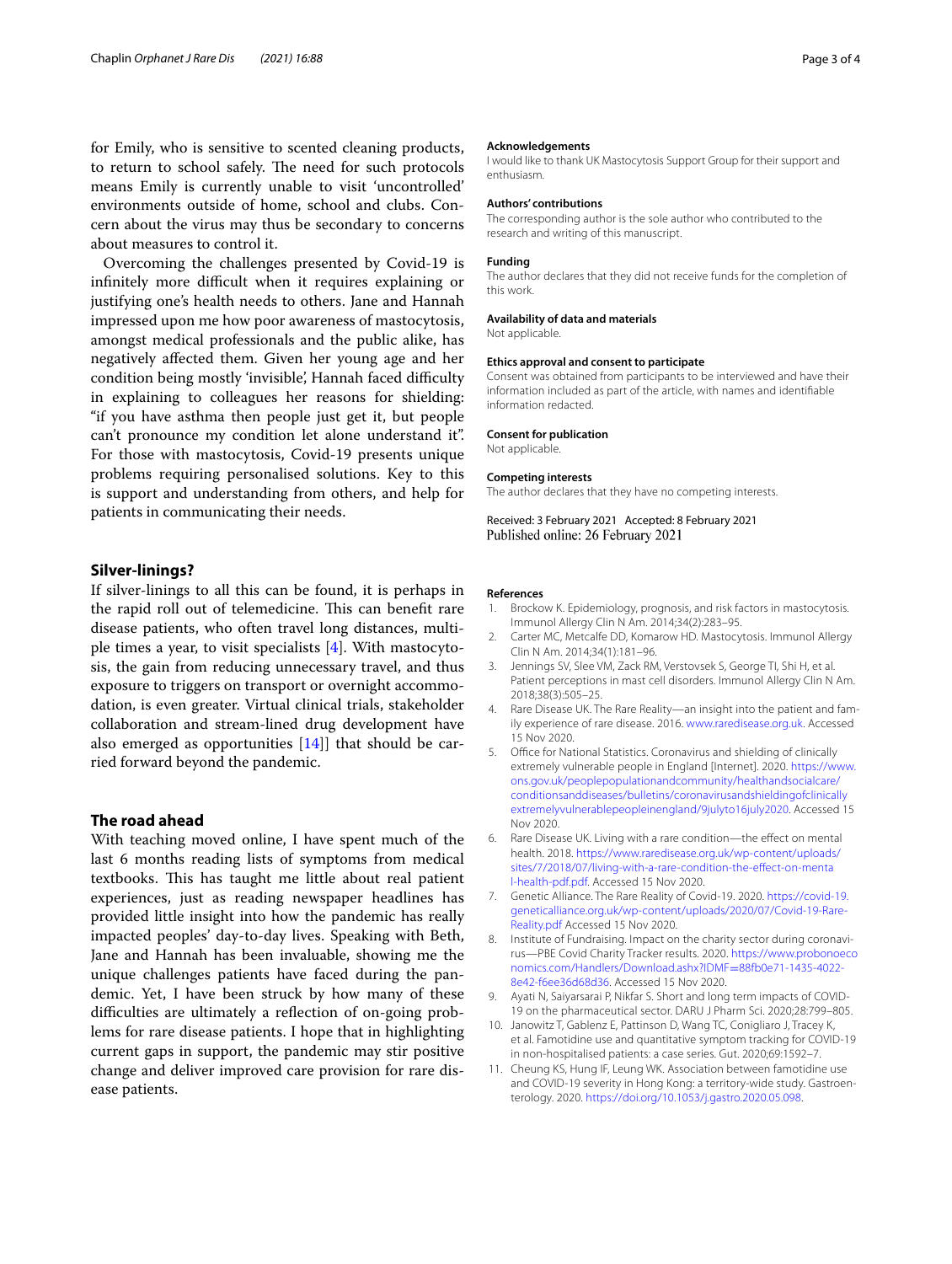for Emily, who is sensitive to scented cleaning products, to return to school safely. The need for such protocols means Emily is currently unable to visit 'uncontrolled' environments outside of home, school and clubs. Concern about the virus may thus be secondary to concerns about measures to control it.

Overcoming the challenges presented by Covid-19 is infinitely more difficult when it requires explaining or justifying one's health needs to others. Jane and Hannah impressed upon me how poor awareness of mastocytosis, amongst medical professionals and the public alike, has negatively affected them. Given her young age and her condition being mostly 'invisible', Hannah faced difficulty in explaining to colleagues her reasons for shielding: "if you have asthma then people just get it, but people can't pronounce my condition let alone understand it". For those with mastocytosis, Covid-19 presents unique problems requiring personalised solutions. Key to this is support and understanding from others, and help for patients in communicating their needs.

## Silver-linings?

If silver-linings to all this can be found, it is perhaps in the rapid roll out of telemedicine. This can benefit rare disease patients, who often travel long distances, multiple times a year, to visit specialists [4]. With mastocytosis, the gain from reducing unnecessary travel, and thus exposure to triggers on transport or overnight accommodation, is even greater. Virtual clinical trials, stakeholder collaboration and stream-lined drug development have also emerged as opportunities [14]] that should be carried forward beyond the pandemic.

## The road ahead

With teaching moved online, I have spent much of the last 6 months reading lists of symptoms from medical textbooks. This has taught me little about real patient experiences, just as reading newspaper headlines has provided little insight into how the pandemic has really impacted peoples' day-to-day lives. Speaking with Beth, Jane and Hannah has been invaluable, showing me the unique challenges patients have faced during the pandemic. Yet, I have been struck by how many of these difficulties are ultimately a reflection of on-going problems for rare disease patients. I hope that in highlighting current gaps in support, the pandemic may stir positive change and deliver improved care provision for rare disease patients.

#### Acknowledgements
I would like to thank UK Mastocytosis Support Group for their support and enthusiasm.

#### Authors' contributions
The corresponding author is the sole author who contributed to the research and writing of this manuscript.

#### Funding
The author declares that they did not receive funds for the completion of this work.

#### Availability of data and materials
Not applicable.

#### Ethics approval and consent to participate
Consent was obtained from participants to be interviewed and have their information included as part of the article, with names and identifiable information redacted.

#### Consent for publication
Not applicable.

#### Competing interests
The author declares that they have no competing interests.

Received: 3 February 2021 Accepted: 8 February 2021
Published online: 26 February 2021

#### References

1. Brockow K. Epidemiology, prognosis, and risk factors in mastocytosis. Immunol Allergy Clin N Am. 2014;34(2):283–95.
2. Carter MC, Metcalfe DD, Komarow HD. Mastocytosis. Immunol Allergy Clin N Am. 2014;34(1):181–96.
3. Jennings SV, Slee VM, Zack RM, Verstovsek S, George TI, Shi H, et al. Patient perceptions in mast cell disorders. Immunol Allergy Clin N Am. 2018;38(3):505–25.
4. Rare Disease UK. The Rare Reality—an insight into the patient and family experience of rare disease. 2016. www.raredisease.org.uk. Accessed 15 Nov 2020.
5. Office for National Statistics. Coronavirus and shielding of clinically extremely vulnerable people in England [Internet]. 2020. https://www.ons.gov.uk/peoplepopulationandcommunity/healthandsocialcare/conditionsanddiseases/bulletins/coronavirusandshieldingofclinicallyextremelyvulnerablepeopleinengland/9julyto16july2020. Accessed 15 Nov 2020.
6. Rare Disease UK. Living with a rare condition—the effect on mental health. 2018. https://www.raredisease.org.uk/wp-content/uploads/sites/7/2018/07/living-with-a-rare-condition-the-effect-on-mental-health-pdf.pdf. Accessed 15 Nov 2020.
7. Genetic Alliance. The Rare Reality of Covid-19. 2020. https://covid-19.geneticalliance.org.uk/wp-content/uploads/2020/07/Covid-19-Rare-Reality.pdf Accessed 15 Nov 2020.
8. Institute of Fundraising. Impact on the charity sector during coronavirus—PBE Covid Charity Tracker results. 2020. https://www.probonoeconomics.com/Handlers/Download.ashx?IDMF=88fb0e71-1435-4022-8e42-f6ee36d68d36. Accessed 15 Nov 2020.
9. Ayati N, Saiyarsarai P, Nikfar S. Short and long term impacts of COVID-19 on the pharmaceutical sector. DARU J Pharm Sci. 2020;28:799–805.
10. Janowitz T, Gablenz E, Pattinson D, Wang TC, Conigliaro J, Tracey K, et al. Famotidine use and quantitative symptom tracking for COVID-19 in non-hospitalised patients: a case series. Gut. 2020;69:1592–7.
11. Cheung KS, Hung IF, Leung WK. Association between famotidine use and COVID-19 severity in Hong Kong: a territory-wide study. Gastroenterology. 2020. https://doi.org/10.1053/j.gastro.2020.05.098.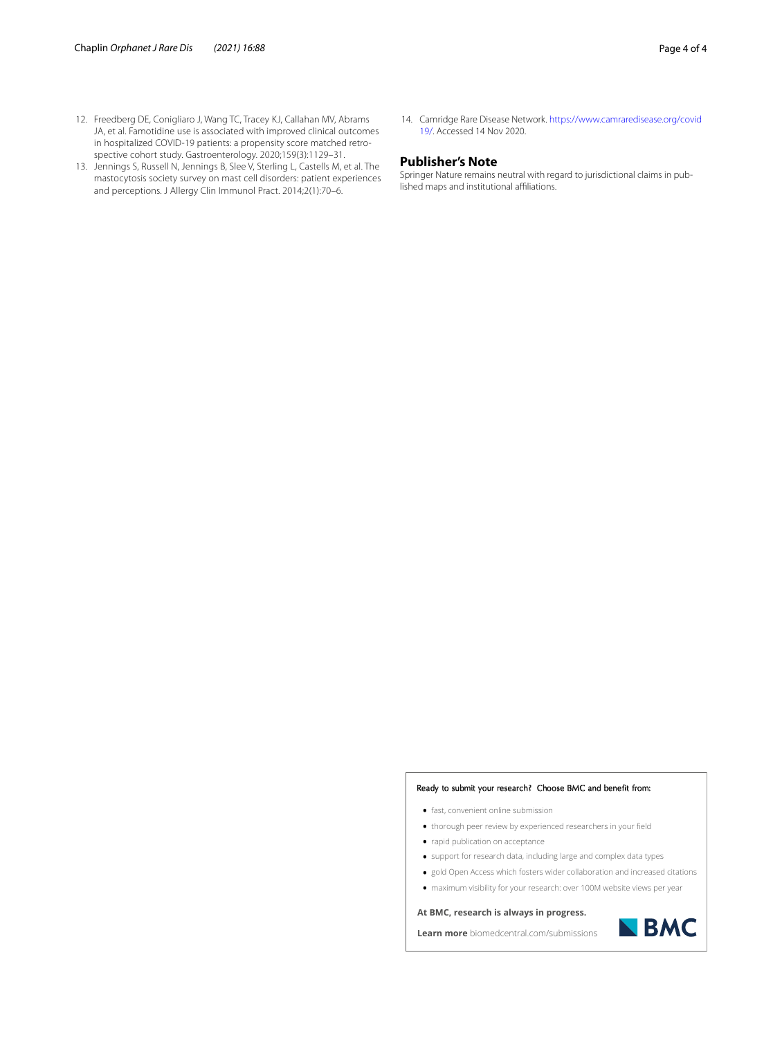12. Freedberg DE, Conigliaro J, Wang TC, Tracey KJ, Callahan MV, Abrams JA, et al. Famotidine use is associated with improved clinical outcomes in hospitalized COVID-19 patients: a propensity score matched retrospective cohort study. Gastroenterology. 2020;159(3):1129–31.
13. Jennings S, Russell N, Jennings B, Slee V, Sterling L, Castells M, et al. The mastocytosis society survey on mast cell disorders: patient experiences and perceptions. J Allergy Clin Immunol Pract. 2014;2(1):70–6.
14. Camridge Rare Disease Network. https://www.camraredisease.org/covid19/. Accessed 14 Nov 2020.

## Publisher's Note

Springer Nature remains neutral with regard to jurisdictional claims in published maps and institutional affiliations.

Ready to submit your research? Choose BMC and benefit from:

- fast, convenient online submission
- thorough peer review by experienced researchers in your field
- rapid publication on acceptance
- support for research data, including large and complex data types
- gold Open Access which fosters wider collaboration and increased citations
- maximum visibility for your research: over 100M website views per year

**At BMC, research is always in progress.**

**Learn more** biomedcentral.com/submissions

BMC